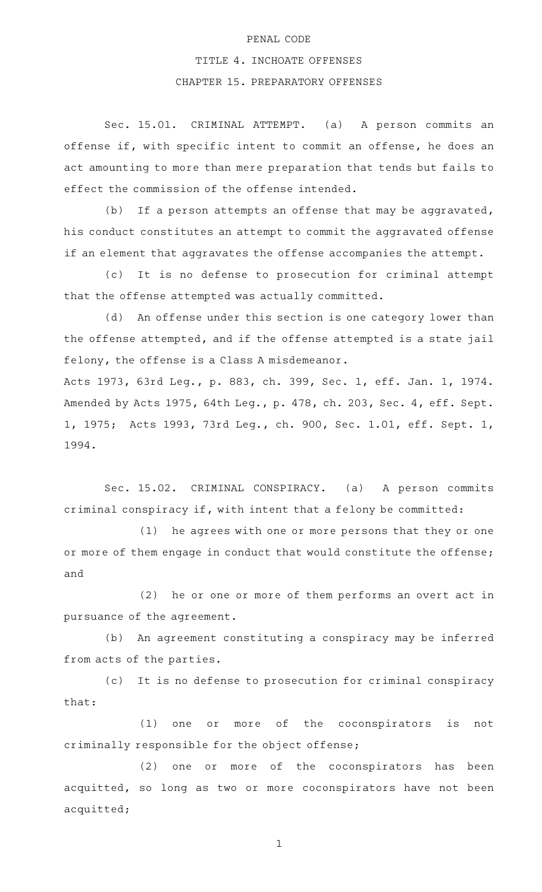# PENAL CODE

## TITLE 4. INCHOATE OFFENSES

### CHAPTER 15. PREPARATORY OFFENSES

Sec. 15.01. CRIMINAL ATTEMPT. (a) A person commits an offense if, with specific intent to commit an offense, he does an act amounting to more than mere preparation that tends but fails to effect the commission of the offense intended.

(b) If a person attempts an offense that may be aggravated, his conduct constitutes an attempt to commit the aggravated offense if an element that aggravates the offense accompanies the attempt.

(c) It is no defense to prosecution for criminal attempt that the offense attempted was actually committed.

(d) An offense under this section is one category lower than the offense attempted, and if the offense attempted is a state jail felony, the offense is a Class A misdemeanor.

Acts 1973, 63rd Leg., p. 883, ch. 399, Sec. 1, eff. Jan. 1, 1974. Amended by Acts 1975, 64th Leg., p. 478, ch. 203, Sec. 4, eff. Sept. 1, 1975; Acts 1993, 73rd Leg., ch. 900, Sec. 1.01, eff. Sept. 1, 1994.

Sec. 15.02. CRIMINAL CONSPIRACY. (a) A person commits criminal conspiracy if, with intent that a felony be committed:

(1) he agrees with one or more persons that they or one or more of them engage in conduct that would constitute the offense; and

(2) he or one or more of them performs an overt act in pursuance of the agreement.

(b) An agreement constituting a conspiracy may be inferred from acts of the parties.

(c) It is no defense to prosecution for criminal conspiracy that:

(1) one or more of the coconspirators is not criminally responsible for the object offense;

(2) one or more of the coconspirators has been acquitted, so long as two or more coconspirators have not been acquitted;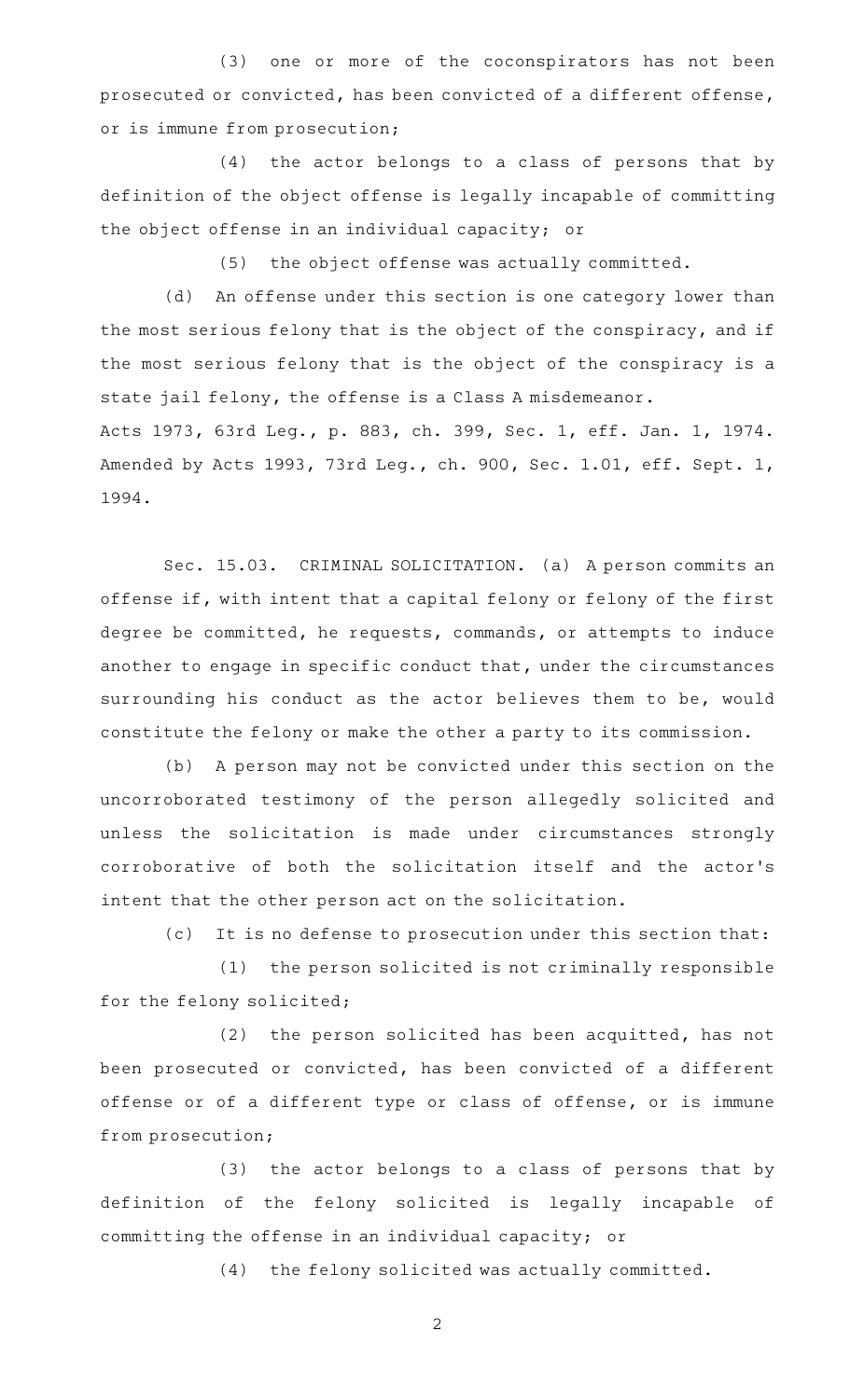(3) one or more of the coconspirators has not been prosecuted or convicted, has been convicted of a different offense, or is immune from prosecution;

(4) the actor belongs to a class of persons that by definition of the object offense is legally incapable of committing the object offense in an individual capacity; or

(5) the object offense was actually committed.

(d) An offense under this section is one category lower than the most serious felony that is the object of the conspiracy, and if the most serious felony that is the object of the conspiracy is a state jail felony, the offense is a Class A misdemeanor.

Acts 1973, 63rd Leg., p. 883, ch. 399, Sec. 1, eff. Jan. 1, 1974. Amended by Acts 1993, 73rd Leg., ch. 900, Sec. 1.01, eff. Sept. 1, 1994.

Sec. 15.03. CRIMINAL SOLICITATION. (a) A person commits an offense if, with intent that a capital felony or felony of the first degree be committed, he requests, commands, or attempts to induce another to engage in specific conduct that, under the circumstances surrounding his conduct as the actor believes them to be, would constitute the felony or make the other a party to its commission.

(b) A person may not be convicted under this section on the uncorroborated testimony of the person allegedly solicited and unless the solicitation is made under circumstances strongly corroborative of both the solicitation itself and the actor's intent that the other person act on the solicitation.

(c) It is no defense to prosecution under this section that:

(1) the person solicited is not criminally responsible for the felony solicited;

(2) the person solicited has been acquitted, has not been prosecuted or convicted, has been convicted of a different offense or of a different type or class of offense, or is immune from prosecution;

(3) the actor belongs to a class of persons that by definition of the felony solicited is legally incapable of committing the offense in an individual capacity; or

(4) the felony solicited was actually committed.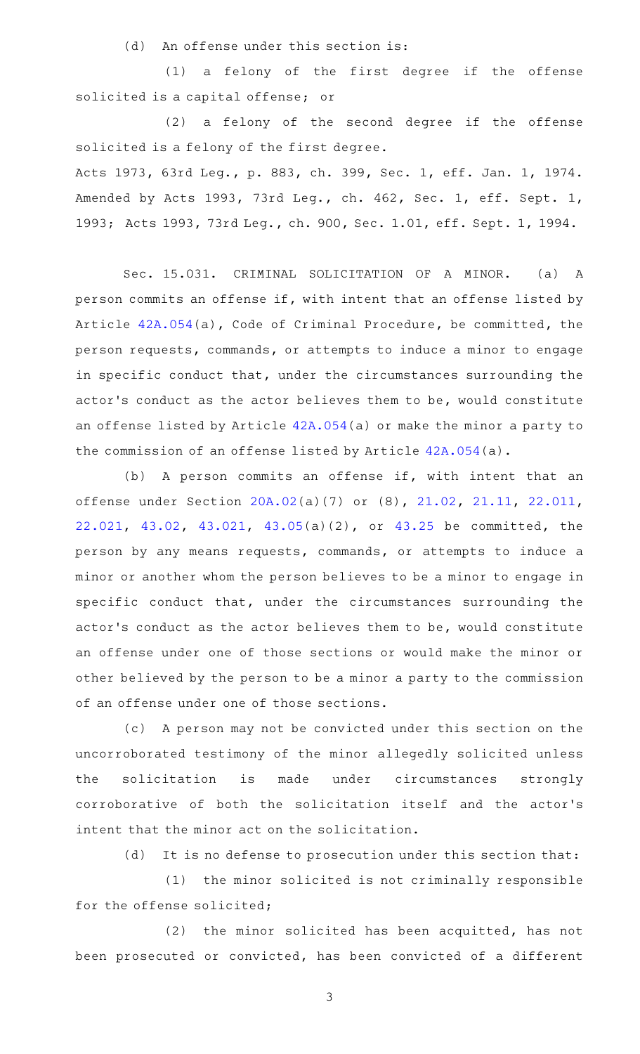(d) An offense under this section is:

(1) a felony of the first degree if the offense solicited is a capital offense; or

(2) a felony of the second degree if the offense solicited is a felony of the first degree.

Acts 1973, 63rd Leg., p. 883, ch. 399, Sec. 1, eff. Jan. 1, 1974. Amended by Acts 1993, 73rd Leg., ch. 462, Sec. 1, eff. Sept. 1, 1993; Acts 1993, 73rd Leg., ch. 900, Sec. 1.01, eff. Sept. 1, 1994.

Sec. 15.031. CRIMINAL SOLICITATION OF A MINOR. (a) A person commits an offense if, with intent that an offense listed by Article 42A.054(a), Code of Criminal Procedure, be committed, the person requests, commands, or attempts to induce a minor to engage in specific conduct that, under the circumstances surrounding the actor's conduct as the actor believes them to be, would constitute an offense listed by Article 42A.054(a) or make the minor a party to the commission of an offense listed by Article 42A.054(a).

(b) A person commits an offense if, with intent that an offense under Section 20A.02(a)(7) or (8), 21.02, 21.11, 22.011, 22.021, 43.02, 43.021, 43.05(a)(2), or 43.25 be committed, the person by any means requests, commands, or attempts to induce a minor or another whom the person believes to be a minor to engage in specific conduct that, under the circumstances surrounding the actor's conduct as the actor believes them to be, would constitute an offense under one of those sections or would make the minor or other believed by the person to be a minor a party to the commission of an offense under one of those sections.

(c) A person may not be convicted under this section on the uncorroborated testimony of the minor allegedly solicited unless the solicitation is made under circumstances strongly corroborative of both the solicitation itself and the actor's intent that the minor act on the solicitation.

(d) It is no defense to prosecution under this section that:

(1) the minor solicited is not criminally responsible for the offense solicited;

(2) the minor solicited has been acquitted, has not been prosecuted or convicted, has been convicted of a different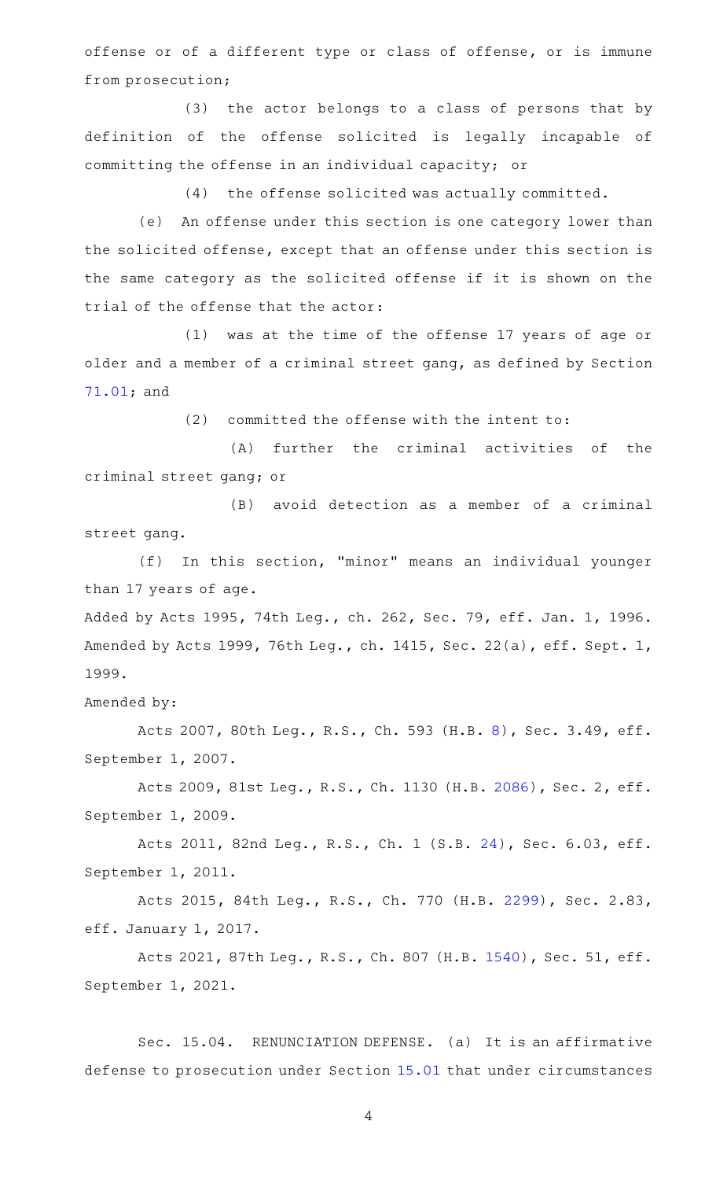offense or of a different type or class of offense, or is immune from prosecution;

(3) the actor belongs to a class of persons that by definition of the offense solicited is legally incapable of committing the offense in an individual capacity; or

(4) the offense solicited was actually committed.

(e) An offense under this section is one category lower than the solicited offense, except that an offense under this section is the same category as the solicited offense if it is shown on the trial of the offense that the actor:

(1) was at the time of the offense 17 years of age or older and a member of a criminal street gang, as defined by Section 71.01; and

(2) committed the offense with the intent to:

(A) further the criminal activities of the criminal street gang; or

(B) avoid detection as a member of a criminal street gang.

(f) In this section, "minor" means an individual younger than 17 years of age.

Added by Acts 1995, 74th Leg., ch. 262, Sec. 79, eff. Jan. 1, 1996. Amended by Acts 1999, 76th Leg., ch. 1415, Sec. 22(a), eff. Sept. 1, 1999.

Amended by:

Acts 2007, 80th Leg., R.S., Ch. 593 (H.B. 8), Sec. 3.49, eff. September 1, 2007.

Acts 2009, 81st Leg., R.S., Ch. 1130 (H.B. 2086), Sec. 2, eff. September 1, 2009.

Acts 2011, 82nd Leg., R.S., Ch. 1 (S.B. 24), Sec. 6.03, eff. September 1, 2011.

Acts 2015, 84th Leg., R.S., Ch. 770 (H.B. 2299), Sec. 2.83, eff. January 1, 2017.

Acts 2021, 87th Leg., R.S., Ch. 807 (H.B. 1540), Sec. 51, eff. September 1, 2021.

Sec. 15.04. RENUNCIATION DEFENSE. (a) It is an affirmative defense to prosecution under Section 15.01 that under circumstances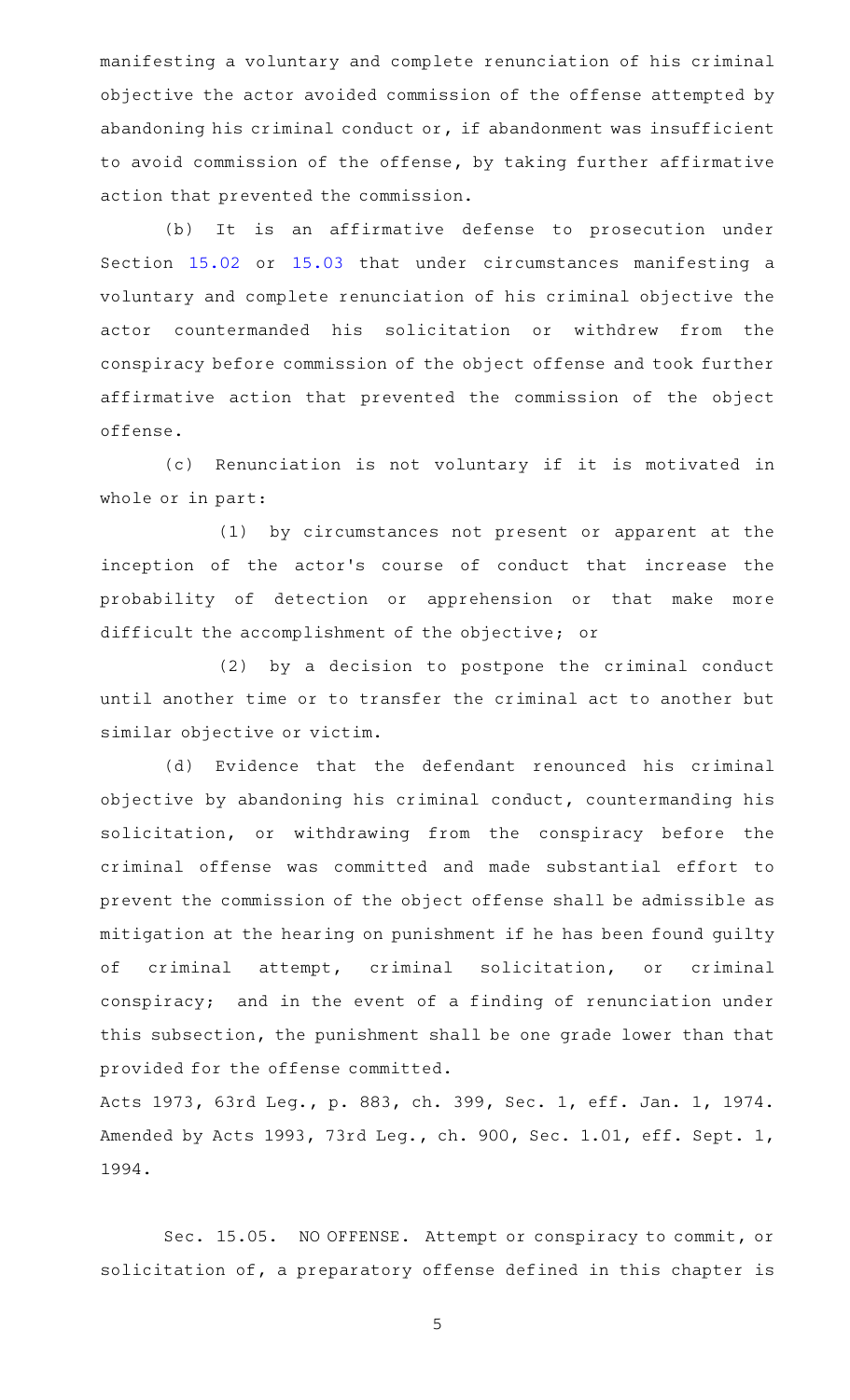manifesting a voluntary and complete renunciation of his criminal objective the actor avoided commission of the offense attempted by abandoning his criminal conduct or, if abandonment was insufficient to avoid commission of the offense, by taking further affirmative action that prevented the commission.

(b) It is an affirmative defense to prosecution under Section 15.02 or 15.03 that under circumstances manifesting a voluntary and complete renunciation of his criminal objective the actor countermanded his solicitation or withdrew from the conspiracy before commission of the object offense and took further affirmative action that prevented the commission of the object offense.

(c) Renunciation is not voluntary if it is motivated in whole or in part:

(1) by circumstances not present or apparent at the inception of the actor's course of conduct that increase the probability of detection or apprehension or that make more difficult the accomplishment of the objective; or

(2) by a decision to postpone the criminal conduct until another time or to transfer the criminal act to another but similar objective or victim.

(d) Evidence that the defendant renounced his criminal objective by abandoning his criminal conduct, countermanding his solicitation, or withdrawing from the conspiracy before the criminal offense was committed and made substantial effort to prevent the commission of the object offense shall be admissible as mitigation at the hearing on punishment if he has been found guilty of criminal attempt, criminal solicitation, or criminal conspiracy; and in the event of a finding of renunciation under this subsection, the punishment shall be one grade lower than that provided for the offense committed.

Acts 1973, 63rd Leg., p. 883, ch. 399, Sec. 1, eff. Jan. 1, 1974. Amended by Acts 1993, 73rd Leg., ch. 900, Sec. 1.01, eff. Sept. 1, 1994.

Sec. 15.05. NO OFFENSE. Attempt or conspiracy to commit, or solicitation of, a preparatory offense defined in this chapter is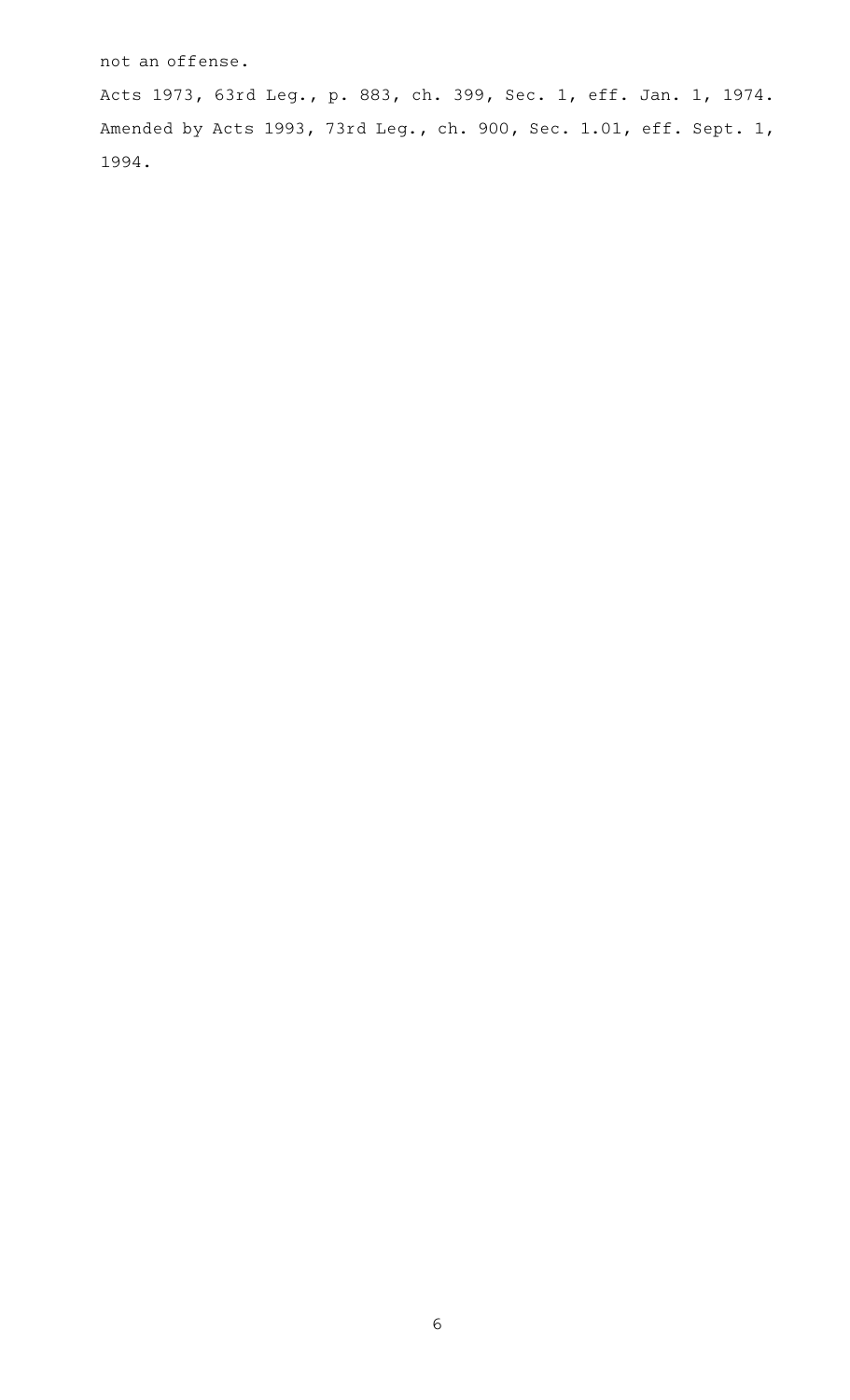not an offense.

Acts 1973, 63rd Leg., p. 883, ch. 399, Sec. 1, eff. Jan. 1, 1974. Amended by Acts 1993, 73rd Leg., ch. 900, Sec. 1.01, eff. Sept. 1, 1994.